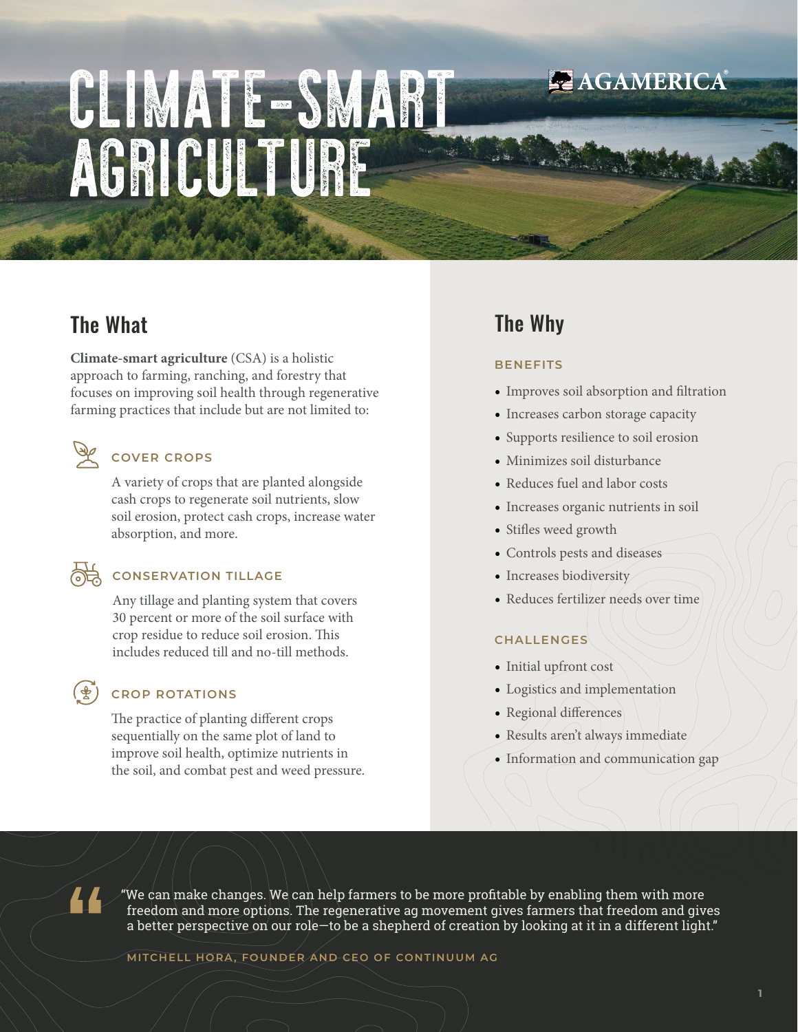# CLIMATE-SMART AGRICULTURE

AGAMERICA®

## The What

**Climate-smart agriculture** (CSA) is a holistic approach to farming, ranching, and forestry that focuses on improving soil health through regenerative farming practices that include but are not limited to:

### COVER CROPS

A variety of crops that are planted alongside cash crops to regenerate soil nutrients, slow soil erosion, protect cash crops, increase water absorption, and more.

### CONSERVATION TILLAGE

Any tillage and planting system that covers 30 percent or more of the soil surface with crop residue to reduce soil erosion. This includes reduced till and no-till methods.

### CROP ROTATIONS

The practice of planting different crops sequentially on the same plot of land to improve soil health, optimize nutrients in the soil, and combat pest and weed pressure.

## The Why

### BENEFITS

- Improves soil absorption and filtration
- Increases carbon storage capacity
- Supports resilience to soil erosion
- Minimizes soil disturbance
- Reduces fuel and labor costs
- Increases organic nutrients in soil
- Stifles weed growth
- Controls pests and diseases
- Increases biodiversity
- Reduces fertilizer needs over time

### CHALLENGES

- Initial upfront cost
- Logistics and implementation
- Regional differences
- Results aren't always immediate
- Information and communication gap

> "We can make changes. We can help farmers to be more profitable by enabling them with more freedom and more options. The regenerative ag movement gives farmers that freedom and gives a better perspective on our role—to be a shepherd of creation by looking at it in a different light."
>
> MITCHELL HORA, FOUNDER AND CEO OF CONTINUUM AG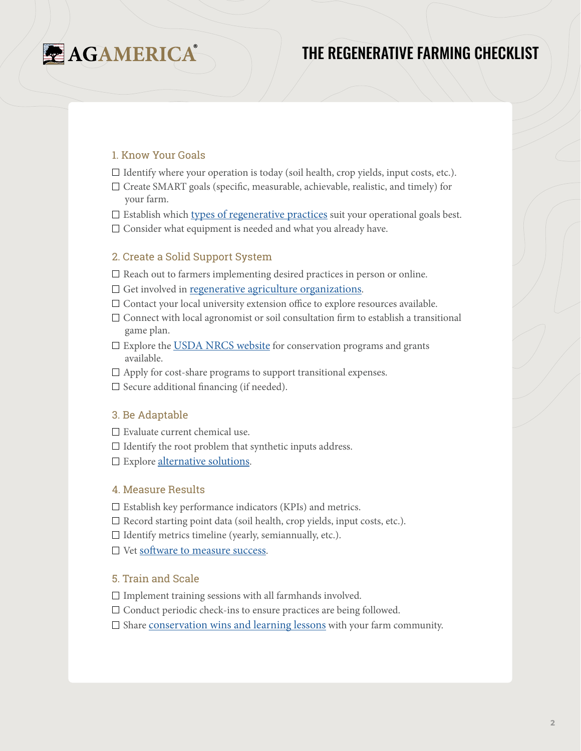# THE REGENERATIVE FARMING CHECKLIST

## 1. Know Your Goals

- ☐ Identify where your operation is today (soil health, crop yields, input costs, etc.).
- ☐ Create SMART goals (specific, measurable, achievable, realistic, and timely) for your farm.
- ☐ Establish which types of regenerative practices suit your operational goals best.
- ☐ Consider what equipment is needed and what you already have.

## 2. Create a Solid Support System

- ☐ Reach out to farmers implementing desired practices in person or online.
- ☐ Get involved in regenerative agriculture organizations.
- ☐ Contact your local university extension office to explore resources available.
- ☐ Connect with local agronomist or soil consultation firm to establish a transitional game plan.
- ☐ Explore the USDA NRCS website for conservation programs and grants available.
- ☐ Apply for cost-share programs to support transitional expenses.
- ☐ Secure additional financing (if needed).

## 3. Be Adaptable

- ☐ Evaluate current chemical use.
- ☐ Identify the root problem that synthetic inputs address.
- ☐ Explore alternative solutions.

## 4. Measure Results

- ☐ Establish key performance indicators (KPIs) and metrics.
- ☐ Record starting point data (soil health, crop yields, input costs, etc.).
- ☐ Identify metrics timeline (yearly, semiannually, etc.).
- ☐ Vet software to measure success.

## 5. Train and Scale

- ☐ Implement training sessions with all farmhands involved.
- ☐ Conduct periodic check-ins to ensure practices are being followed.
- ☐ Share conservation wins and learning lessons with your farm community.